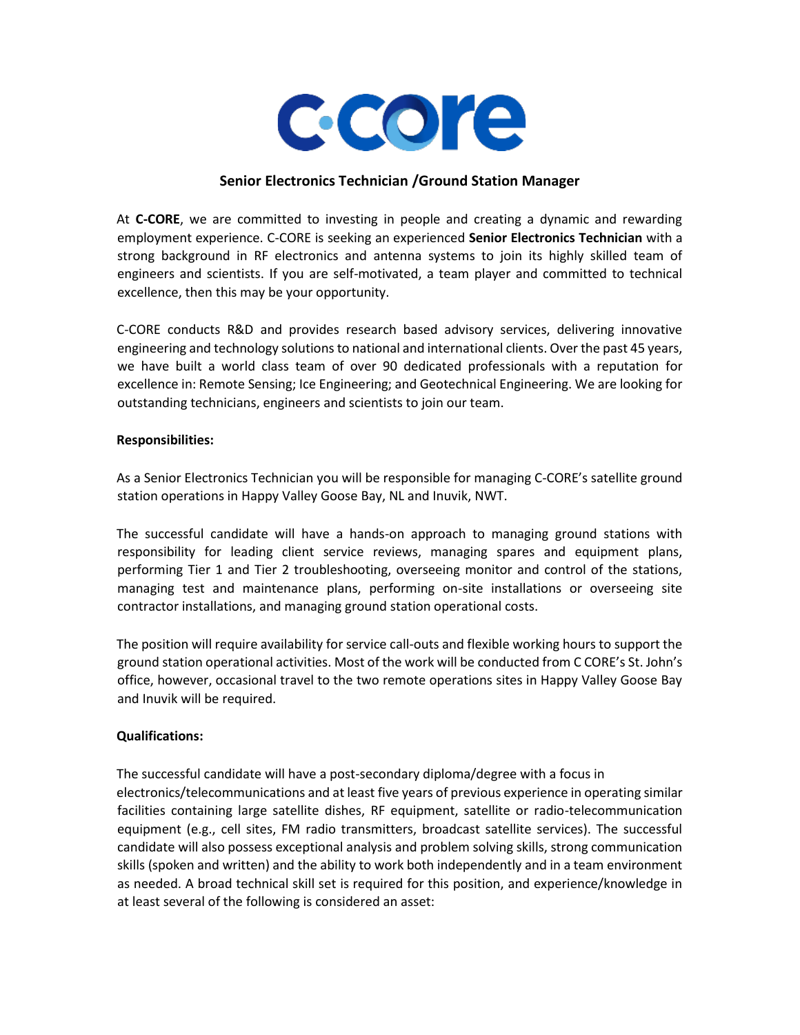# Senior Electronics Technician /Ground Station Manager

At **C-CORE**, we are committed to investing in people and creating a dynamic and rewarding employment experience. C-CORE is seeking an experienced **Senior Electronics Technician** with a strong background in RF electronics and antenna systems to join its highly skilled team of engineers and scientists. If you are self-motivated, a team player and committed to technical excellence, then this may be your opportunity.

C-CORE conducts R&D and provides research based advisory services, delivering innovative engineering and technology solutions to national and international clients. Over the past 45 years, we have built a world class team of over 90 dedicated professionals with a reputation for excellence in: Remote Sensing; Ice Engineering; and Geotechnical Engineering. We are looking for outstanding technicians, engineers and scientists to join our team.

**Responsibilities:**

As a Senior Electronics Technician you will be responsible for managing C-CORE's satellite ground station operations in Happy Valley Goose Bay, NL and Inuvik, NWT.

The successful candidate will have a hands-on approach to managing ground stations with responsibility for leading client service reviews, managing spares and equipment plans, performing Tier 1 and Tier 2 troubleshooting, overseeing monitor and control of the stations, managing test and maintenance plans, performing on-site installations or overseeing site contractor installations, and managing ground station operational costs.

The position will require availability for service call-outs and flexible working hours to support the ground station operational activities. Most of the work will be conducted from C CORE's St. John's office, however, occasional travel to the two remote operations sites in Happy Valley Goose Bay and Inuvik will be required.

**Qualifications:**

The successful candidate will have a post-secondary diploma/degree with a focus in electronics/telecommunications and at least five years of previous experience in operating similar facilities containing large satellite dishes, RF equipment, satellite or radio-telecommunication equipment (e.g., cell sites, FM radio transmitters, broadcast satellite services). The successful candidate will also possess exceptional analysis and problem solving skills, strong communication skills (spoken and written) and the ability to work both independently and in a team environment as needed. A broad technical skill set is required for this position, and experience/knowledge in at least several of the following is considered an asset: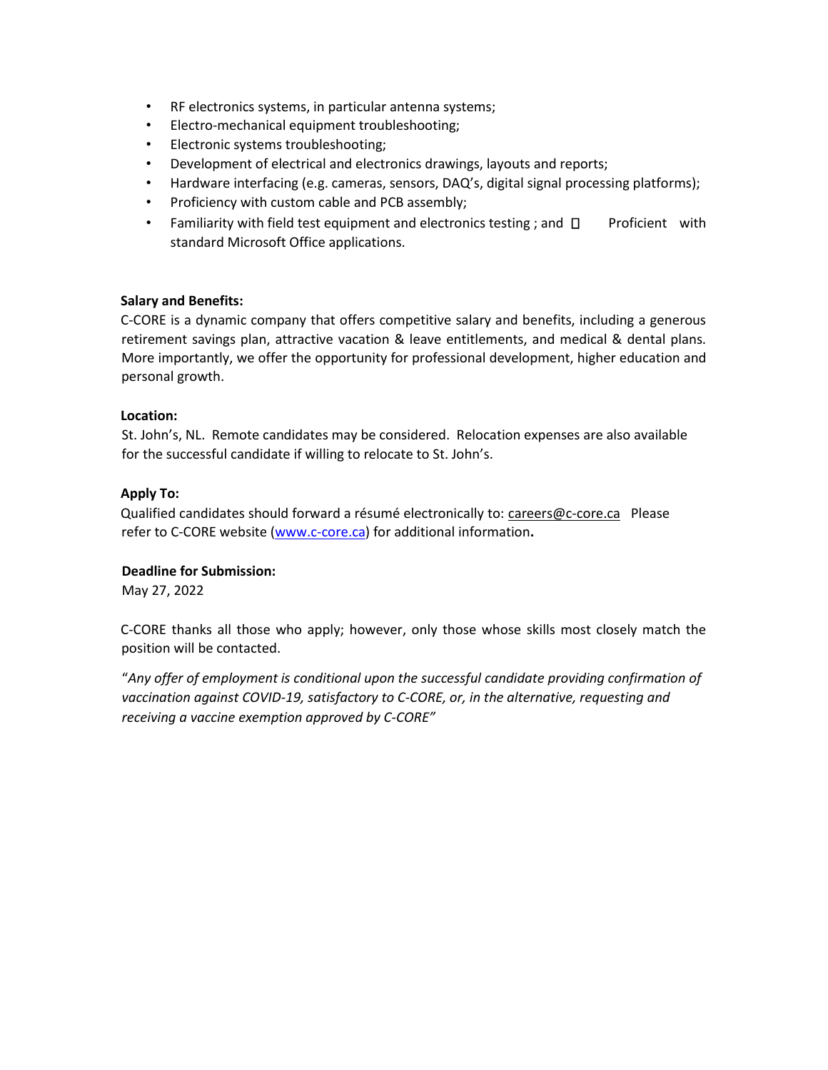- RF electronics systems, in particular antenna systems;
- Electro-mechanical equipment troubleshooting;
- Electronic systems troubleshooting;
- Development of electrical and electronics drawings, layouts and reports;
- Hardware interfacing (e.g. cameras, sensors, DAQ's, digital signal processing platforms);
- Proficiency with custom cable and PCB assembly;
- Familiarity with field test equipment and electronics testing ; and  Proficient with standard Microsoft Office applications.

**Salary and Benefits:**

C-CORE is a dynamic company that offers competitive salary and benefits, including a generous retirement savings plan, attractive vacation & leave entitlements, and medical & dental plans. More importantly, we offer the opportunity for professional development, higher education and personal growth.

**Location:**

St. John's, NL. Remote candidates may be considered. Relocation expenses are also available for the successful candidate if willing to relocate to St. John's.

**Apply To:**

Qualified candidates should forward a résumé electronically to: careers@c-core.ca Please refer to C-CORE website (www.c-core.ca) for additional information**.**

**Deadline for Submission:**

May 27, 2022

C-CORE thanks all those who apply; however, only those whose skills most closely match the position will be contacted.

"*Any offer of employment is conditional upon the successful candidate providing confirmation of vaccination against COVID-19, satisfactory to C-CORE, or, in the alternative, requesting and receiving a vaccine exemption approved by C-CORE"*